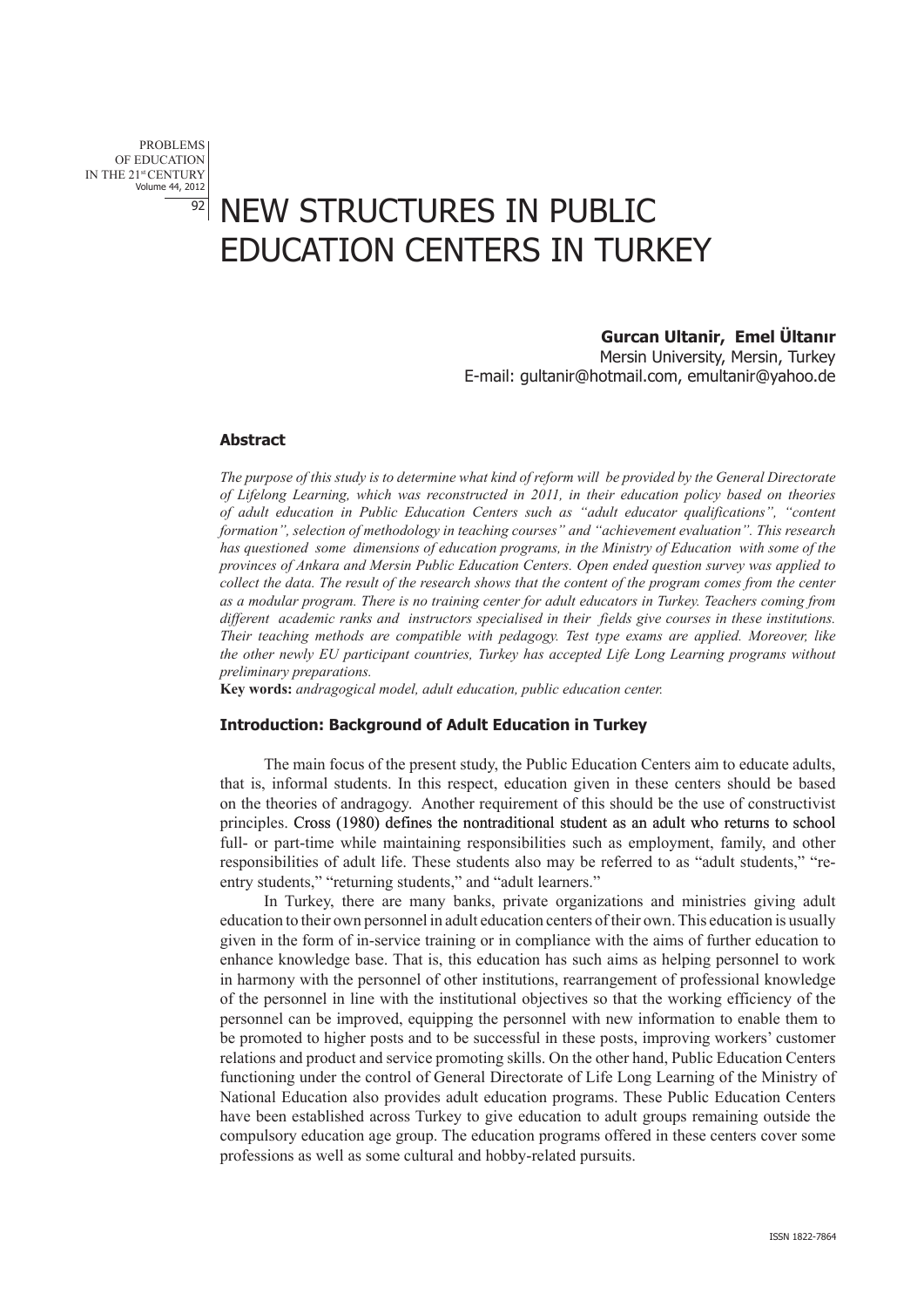# NEW STRUCTURES IN PUBLIC EDUCATION CENTERS IN TURKEY

**Gurcan Ultanir, Emel Ültanır**
Mersin University, Mersin, Turkey
E-mail: gultanir@hotmail.com, emultanir@yahoo.de

### Abstract

*The purpose of this study is to determine what kind of reform will be provided by the General Directorate of Lifelong Learning, which was reconstructed in 2011, in their education policy based on theories of adult education in Public Education Centers such as "adult educator qualifications", "content formation", selection of methodology in teaching courses" and "achievement evaluation". This research has questioned some dimensions of education programs, in the Ministry of Education with some of the provinces of Ankara and Mersin Public Education Centers. Open ended question survey was applied to collect the data. The result of the research shows that the content of the program comes from the center as a modular program. There is no training center for adult educators in Turkey. Teachers coming from different academic ranks and instructors specialised in their fields give courses in these institutions. Their teaching methods are compatible with pedagogy. Test type exams are applied. Moreover, like the other newly EU participant countries, Turkey has accepted Life Long Learning programs without preliminary preparations.*

**Key words:** *andragogical model, adult education, public education center.*

### Introduction: Background of Adult Education in Turkey

The main focus of the present study, the Public Education Centers aim to educate adults, that is, informal students. In this respect, education given in these centers should be based on the theories of andragogy. Another requirement of this should be the use of constructivist principles. Cross (1980) defines the nontraditional student as an adult who returns to school full- or part-time while maintaining responsibilities such as employment, family, and other responsibilities of adult life. These students also may be referred to as "adult students," "re-entry students," "returning students," and "adult learners."

In Turkey, there are many banks, private organizations and ministries giving adult education to their own personnel in adult education centers of their own. This education is usually given in the form of in-service training or in compliance with the aims of further education to enhance knowledge base. That is, this education has such aims as helping personnel to work in harmony with the personnel of other institutions, rearrangement of professional knowledge of the personnel in line with the institutional objectives so that the working efficiency of the personnel can be improved, equipping the personnel with new information to enable them to be promoted to higher posts and to be successful in these posts, improving workers' customer relations and product and service promoting skills. On the other hand, Public Education Centers functioning under the control of General Directorate of Life Long Learning of the Ministry of National Education also provides adult education programs. These Public Education Centers have been established across Turkey to give education to adult groups remaining outside the compulsory education age group. The education programs offered in these centers cover some professions as well as some cultural and hobby-related pursuits.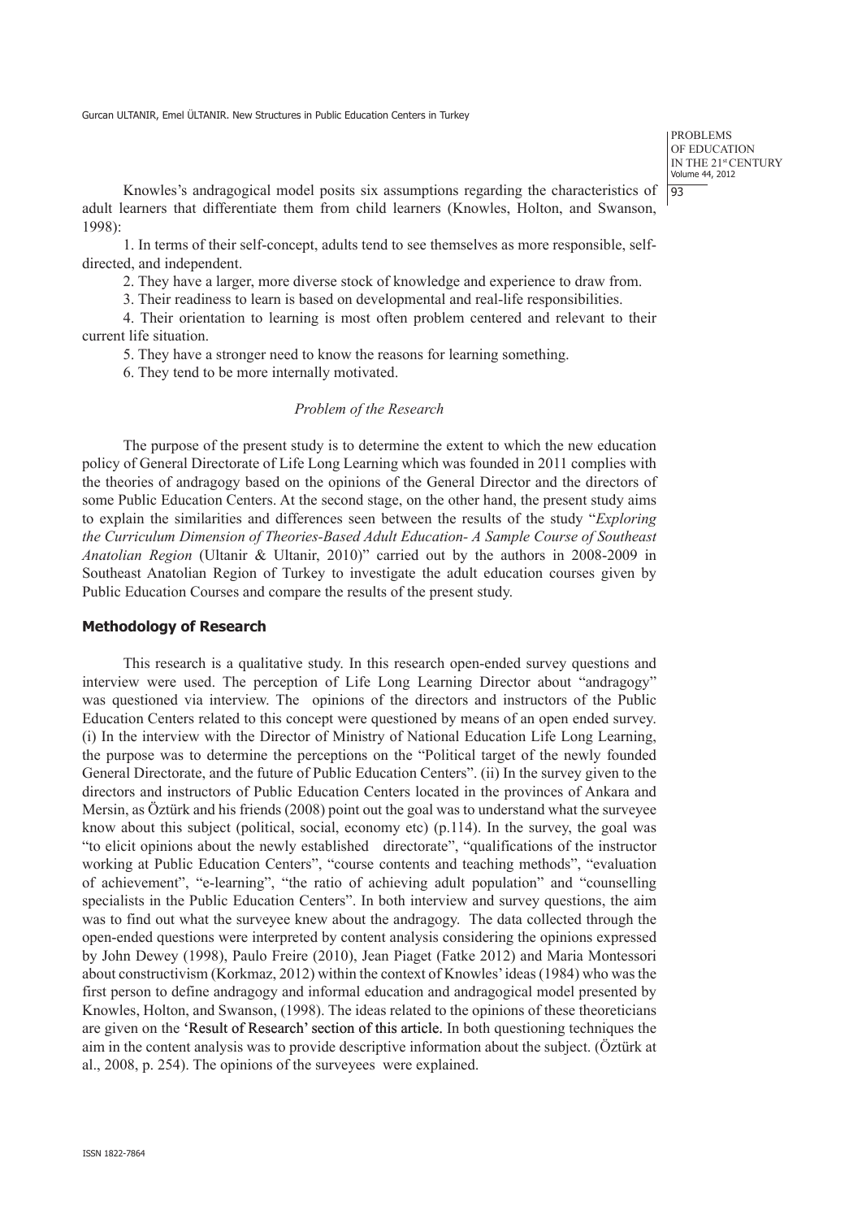Knowles's andragogical model posits six assumptions regarding the characteristics of adult learners that differentiate them from child learners (Knowles, Holton, and Swanson, 1998):

1. In terms of their self-concept, adults tend to see themselves as more responsible, self-directed, and independent.
2. They have a larger, more diverse stock of knowledge and experience to draw from.
3. Their readiness to learn is based on developmental and real-life responsibilities.
4. Their orientation to learning is most often problem centered and relevant to their current life situation.
5. They have a stronger need to know the reasons for learning something.
6. They tend to be more internally motivated.

### *Problem of the Research*

The purpose of the present study is to determine the extent to which the new education policy of General Directorate of Life Long Learning which was founded in 2011 complies with the theories of andragogy based on the opinions of the General Director and the directors of some Public Education Centers. At the second stage, on the other hand, the present study aims to explain the similarities and differences seen between the results of the study "*Exploring the Curriculum Dimension of Theories-Based Adult Education- A Sample Course of Southeast Anatolian Region* (Ultanir & Ultanir, 2010)" carried out by the authors in 2008-2009 in Southeast Anatolian Region of Turkey to investigate the adult education courses given by Public Education Courses and compare the results of the present study.

## Methodology of Research

This research is a qualitative study. In this research open-ended survey questions and interview were used. The perception of Life Long Learning Director about "andragogy" was questioned via interview. The opinions of the directors and instructors of the Public Education Centers related to this concept were questioned by means of an open ended survey. (i) In the interview with the Director of Ministry of National Education Life Long Learning, the purpose was to determine the perceptions on the "Political target of the newly founded General Directorate, and the future of Public Education Centers". (ii) In the survey given to the directors and instructors of Public Education Centers located in the provinces of Ankara and Mersin, as Öztürk and his friends (2008) point out the goal was to understand what the surveyee know about this subject (political, social, economy etc) (p.114). In the survey, the goal was "to elicit opinions about the newly established directorate", "qualifications of the instructor working at Public Education Centers", "course contents and teaching methods", "evaluation of achievement", "e-learning", "the ratio of achieving adult population" and "counselling specialists in the Public Education Centers". In both interview and survey questions, the aim was to find out what the surveyee knew about the andragogy. The data collected through the open-ended questions were interpreted by content analysis considering the opinions expressed by John Dewey (1998), Paulo Freire (2010), Jean Piaget (Fatke 2012) and Maria Montessori about constructivism (Korkmaz, 2012) within the context of Knowles' ideas (1984) who was the first person to define andragogy and informal education and andragogical model presented by Knowles, Holton, and Swanson, (1998). The ideas related to the opinions of these theoreticians are given on the 'Result of Research' section of this article. In both questioning techniques the aim in the content analysis was to provide descriptive information about the subject. (Öztürk at al., 2008, p. 254). The opinions of the surveyees were explained.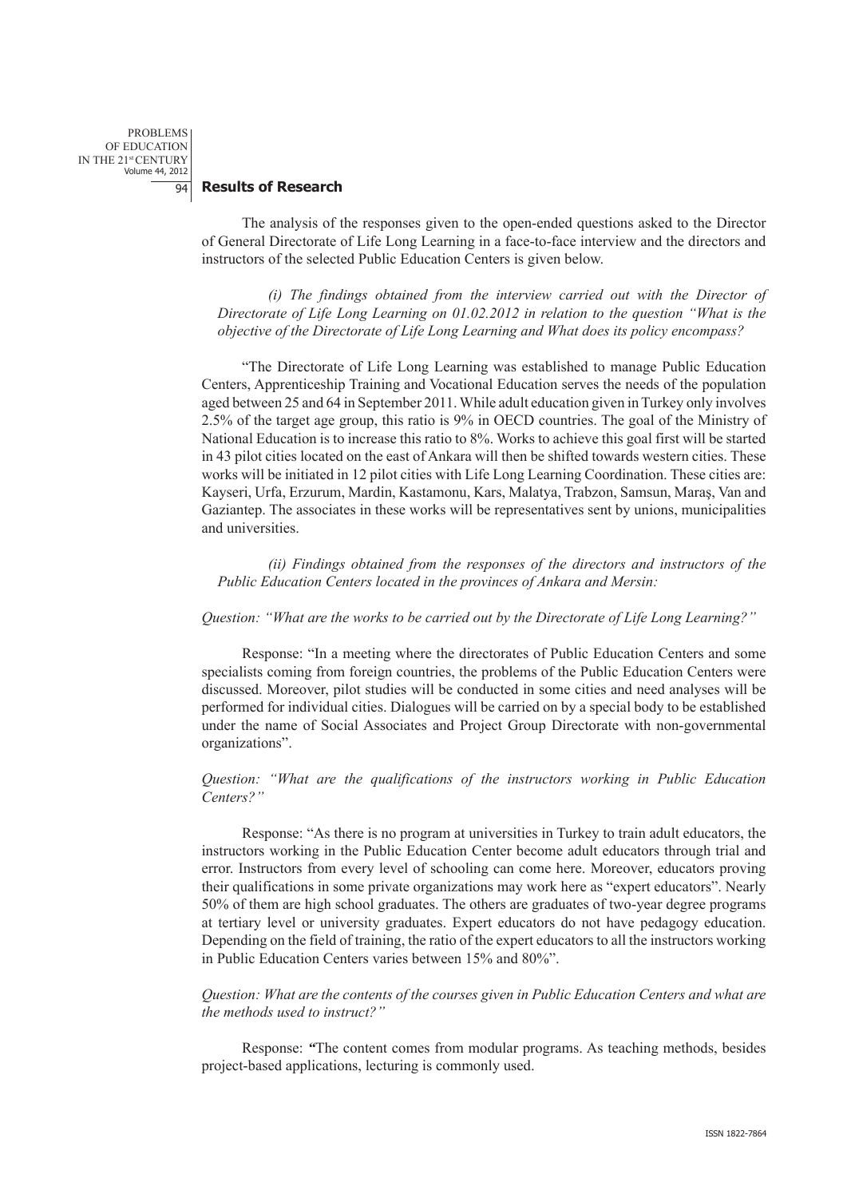## Results of Research

The analysis of the responses given to the open-ended questions asked to the Director of General Directorate of Life Long Learning in a face-to-face interview and the directors and instructors of the selected Public Education Centers is given below.

*(i) The findings obtained from the interview carried out with the Director of Directorate of Life Long Learning on 01.02.2012 in relation to the question "What is the objective of the Directorate of Life Long Learning and What does its policy encompass?*

"The Directorate of Life Long Learning was established to manage Public Education Centers, Apprenticeship Training and Vocational Education serves the needs of the population aged between 25 and 64 in September 2011. While adult education given in Turkey only involves 2.5% of the target age group, this ratio is 9% in OECD countries. The goal of the Ministry of National Education is to increase this ratio to 8%. Works to achieve this goal first will be started in 43 pilot cities located on the east of Ankara will then be shifted towards western cities. These works will be initiated in 12 pilot cities with Life Long Learning Coordination. These cities are: Kayseri, Urfa, Erzurum, Mardin, Kastamonu, Kars, Malatya, Trabzon, Samsun, Maraş, Van and Gaziantep. The associates in these works will be representatives sent by unions, municipalities and universities.

*(ii) Findings obtained from the responses of the directors and instructors of the Public Education Centers located in the provinces of Ankara and Mersin:*

*Question: "What are the works to be carried out by the Directorate of Life Long Learning?"*

Response: "In a meeting where the directorates of Public Education Centers and some specialists coming from foreign countries, the problems of the Public Education Centers were discussed. Moreover, pilot studies will be conducted in some cities and need analyses will be performed for individual cities. Dialogues will be carried on by a special body to be established under the name of Social Associates and Project Group Directorate with non-governmental organizations".

*Question: "What are the qualifications of the instructors working in Public Education Centers?"*

Response: "As there is no program at universities in Turkey to train adult educators, the instructors working in the Public Education Center become adult educators through trial and error. Instructors from every level of schooling can come here. Moreover, educators proving their qualifications in some private organizations may work here as "expert educators". Nearly 50% of them are high school graduates. The others are graduates of two-year degree programs at tertiary level or university graduates. Expert educators do not have pedagogy education. Depending on the field of training, the ratio of the expert educators to all the instructors working in Public Education Centers varies between 15% and 80%".

*Question: What are the contents of the courses given in Public Education Centers and what are the methods used to instruct?"*

Response: **"**The content comes from modular programs. As teaching methods, besides project-based applications, lecturing is commonly used.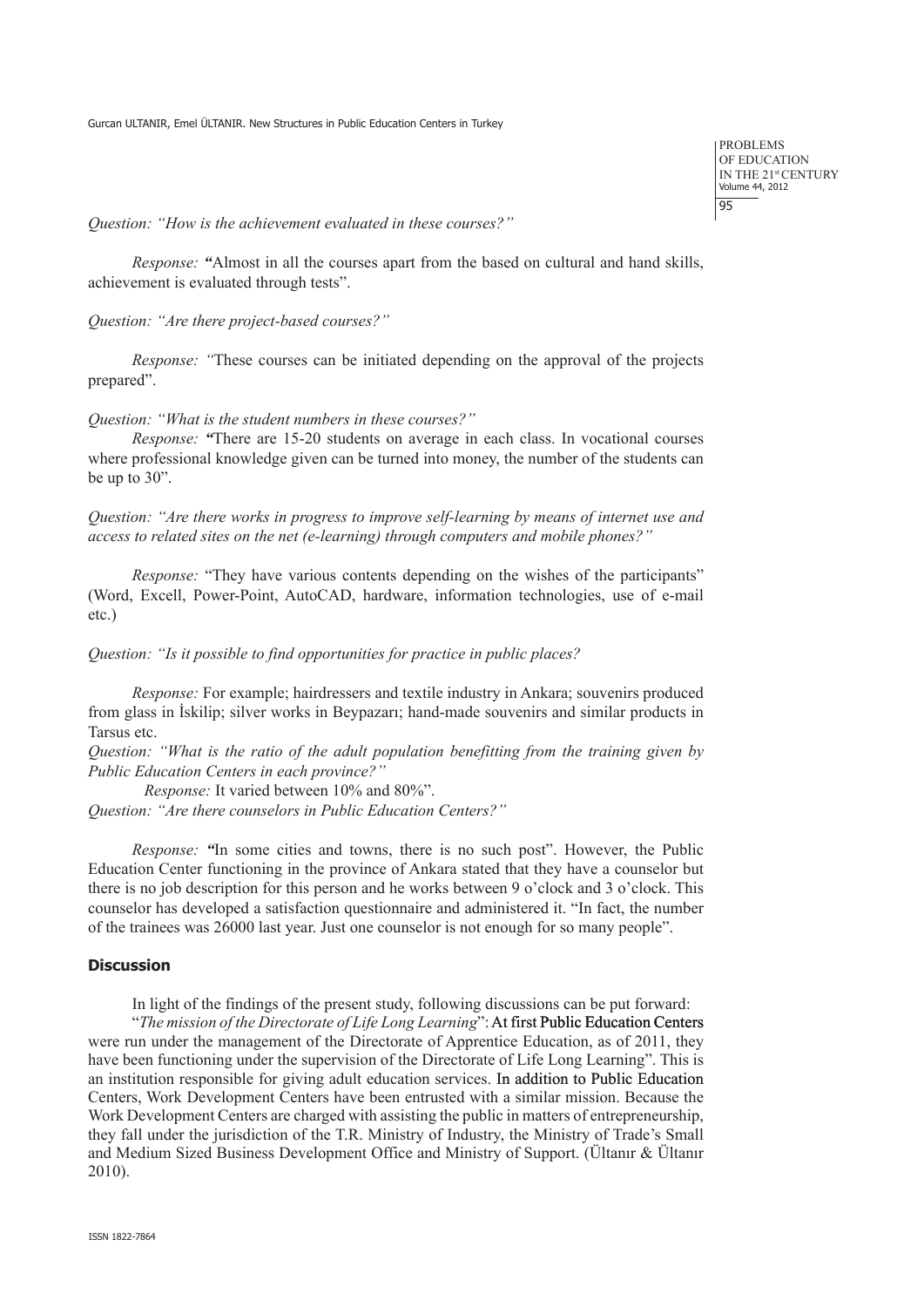*Question: "How is the achievement evaluated in these courses?"*

*Response:* **"**Almost in all the courses apart from the based on cultural and hand skills, achievement is evaluated through tests".

*Question: "Are there project-based courses?"*

*Response: "*These courses can be initiated depending on the approval of the projects prepared".

*Question: "What is the student numbers in these courses?"*

*Response:* **"**There are 15-20 students on average in each class. In vocational courses where professional knowledge given can be turned into money, the number of the students can be up to 30".

*Question: "Are there works in progress to improve self-learning by means of internet use and access to related sites on the net (e-learning) through computers and mobile phones?"*

*Response:* "They have various contents depending on the wishes of the participants" (Word, Excell, Power-Point, AutoCAD, hardware, information technologies, use of e-mail etc.)

*Question: "Is it possible to find opportunities for practice in public places?*

*Response:* For example; hairdressers and textile industry in Ankara; souvenirs produced from glass in İskilip; silver works in Beypazarı; hand-made souvenirs and similar products in Tarsus etc.

*Question: "What is the ratio of the adult population benefitting from the training given by Public Education Centers in each province?"*

*Response:* It varied between 10% and 80%".

*Question: "Are there counselors in Public Education Centers?"*

*Response:* **"**In some cities and towns, there is no such post". However, the Public Education Center functioning in the province of Ankara stated that they have a counselor but there is no job description for this person and he works between 9 o'clock and 3 o'clock. This counselor has developed a satisfaction questionnaire and administered it. "In fact, the number of the trainees was 26000 last year. Just one counselor is not enough for so many people".

## Discussion

In light of the findings of the present study, following discussions can be put forward:

"*The mission of the Directorate of Life Long Learning*": At first Public Education Centers were run under the management of the Directorate of Apprentice Education, as of 2011, they have been functioning under the supervision of the Directorate of Life Long Learning". This is an institution responsible for giving adult education services. In addition to Public Education Centers, Work Development Centers have been entrusted with a similar mission. Because the Work Development Centers are charged with assisting the public in matters of entrepreneurship, they fall under the jurisdiction of the T.R. Ministry of Industry, the Ministry of Trade's Small and Medium Sized Business Development Office and Ministry of Support. (Ültanır & Ültanır 2010).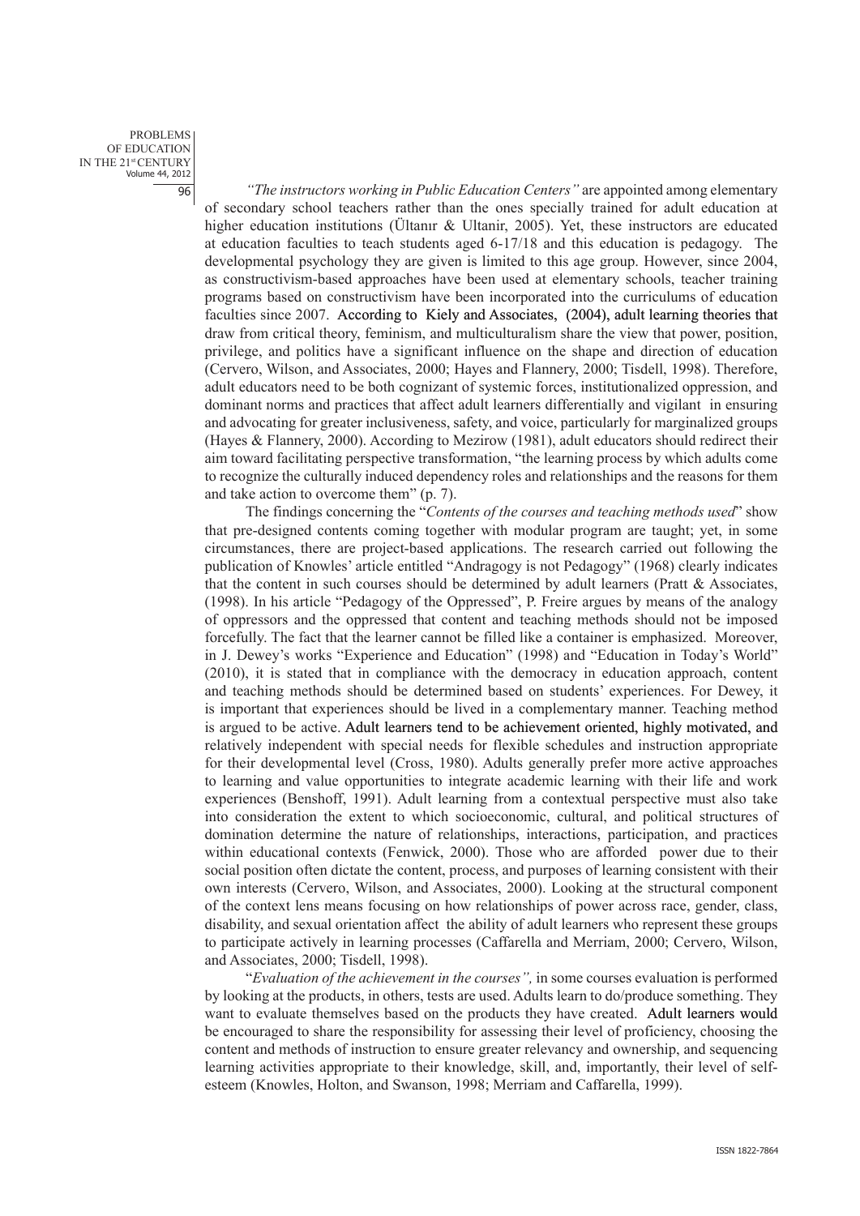*"The instructors working in Public Education Centers"* are appointed among elementary of secondary school teachers rather than the ones specially trained for adult education at higher education institutions (Ültanır & Ultanir, 2005). Yet, these instructors are educated at education faculties to teach students aged 6-17/18 and this education is pedagogy. The developmental psychology they are given is limited to this age group. However, since 2004, as constructivism-based approaches have been used at elementary schools, teacher training programs based on constructivism have been incorporated into the curriculums of education faculties since 2007. According to Kiely and Associates, (2004), adult learning theories that draw from critical theory, feminism, and multiculturalism share the view that power, position, privilege, and politics have a significant influence on the shape and direction of education (Cervero, Wilson, and Associates, 2000; Hayes and Flannery, 2000; Tisdell, 1998). Therefore, adult educators need to be both cognizant of systemic forces, institutionalized oppression, and dominant norms and practices that affect adult learners differentially and vigilant in ensuring and advocating for greater inclusiveness, safety, and voice, particularly for marginalized groups (Hayes & Flannery, 2000). According to Mezirow (1981), adult educators should redirect their aim toward facilitating perspective transformation, "the learning process by which adults come to recognize the culturally induced dependency roles and relationships and the reasons for them and take action to overcome them" (p. 7).

The findings concerning the "*Contents of the courses and teaching methods used*" show that pre-designed contents coming together with modular program are taught; yet, in some circumstances, there are project-based applications. The research carried out following the publication of Knowles' article entitled "Andragogy is not Pedagogy" (1968) clearly indicates that the content in such courses should be determined by adult learners (Pratt & Associates, (1998). In his article "Pedagogy of the Oppressed", P. Freire argues by means of the analogy of oppressors and the oppressed that content and teaching methods should not be imposed forcefully. The fact that the learner cannot be filled like a container is emphasized. Moreover, in J. Dewey's works "Experience and Education" (1998) and "Education in Today's World" (2010), it is stated that in compliance with the democracy in education approach, content and teaching methods should be determined based on students' experiences. For Dewey, it is important that experiences should be lived in a complementary manner. Teaching method is argued to be active. Adult learners tend to be achievement oriented, highly motivated, and relatively independent with special needs for flexible schedules and instruction appropriate for their developmental level (Cross, 1980). Adults generally prefer more active approaches to learning and value opportunities to integrate academic learning with their life and work experiences (Benshoff, 1991). Adult learning from a contextual perspective must also take into consideration the extent to which socioeconomic, cultural, and political structures of domination determine the nature of relationships, interactions, participation, and practices within educational contexts (Fenwick, 2000). Those who are afforded power due to their social position often dictate the content, process, and purposes of learning consistent with their own interests (Cervero, Wilson, and Associates, 2000). Looking at the structural component of the context lens means focusing on how relationships of power across race, gender, class, disability, and sexual orientation affect the ability of adult learners who represent these groups to participate actively in learning processes (Caffarella and Merriam, 2000; Cervero, Wilson, and Associates, 2000; Tisdell, 1998).

"*Evaluation of the achievement in the courses",* in some courses evaluation is performed by looking at the products, in others, tests are used. Adults learn to do/produce something. They want to evaluate themselves based on the products they have created. Adult learners would be encouraged to share the responsibility for assessing their level of proficiency, choosing the content and methods of instruction to ensure greater relevancy and ownership, and sequencing learning activities appropriate to their knowledge, skill, and, importantly, their level of self-esteem (Knowles, Holton, and Swanson, 1998; Merriam and Caffarella, 1999).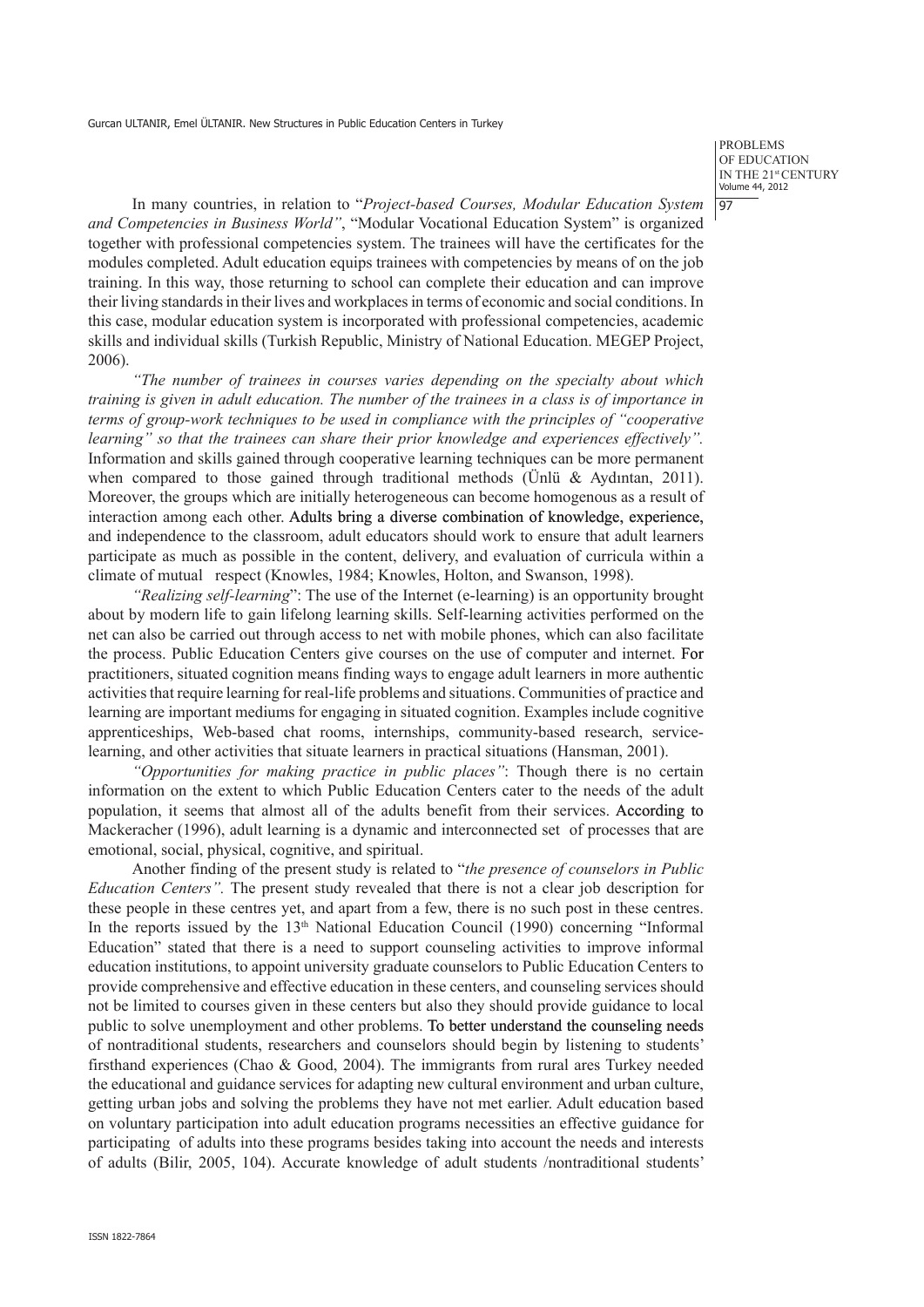In many countries, in relation to "*Project-based Courses, Modular Education System and Competencies in Business World"*, "Modular Vocational Education System" is organized together with professional competencies system. The trainees will have the certificates for the modules completed. Adult education equips trainees with competencies by means of on the job training. In this way, those returning to school can complete their education and can improve their living standards in their lives and workplaces in terms of economic and social conditions. In this case, modular education system is incorporated with professional competencies, academic skills and individual skills (Turkish Republic, Ministry of National Education. MEGEP Project, 2006).

*"The number of trainees in courses varies depending on the specialty about which training is given in adult education. The number of the trainees in a class is of importance in terms of group-work techniques to be used in compliance with the principles of "cooperative learning" so that the trainees can share their prior knowledge and experiences effectively".* Information and skills gained through cooperative learning techniques can be more permanent when compared to those gained through traditional methods (Ünlü & Aydıntan, 2011). Moreover, the groups which are initially heterogeneous can become homogenous as a result of interaction among each other. Adults bring a diverse combination of knowledge, experience, and independence to the classroom, adult educators should work to ensure that adult learners participate as much as possible in the content, delivery, and evaluation of curricula within a climate of mutual respect (Knowles, 1984; Knowles, Holton, and Swanson, 1998).

*"Realizing self-learning*": The use of the Internet (e-learning) is an opportunity brought about by modern life to gain lifelong learning skills. Self-learning activities performed on the net can also be carried out through access to net with mobile phones, which can also facilitate the process. Public Education Centers give courses on the use of computer and internet. For practitioners, situated cognition means finding ways to engage adult learners in more authentic activities that require learning for real-life problems and situations. Communities of practice and learning are important mediums for engaging in situated cognition. Examples include cognitive apprenticeships, Web-based chat rooms, internships, community-based research, service-learning, and other activities that situate learners in practical situations (Hansman, 2001).

*"Opportunities for making practice in public places"*: Though there is no certain information on the extent to which Public Education Centers cater to the needs of the adult population, it seems that almost all of the adults benefit from their services. According to Mackeracher (1996), adult learning is a dynamic and interconnected set of processes that are emotional, social, physical, cognitive, and spiritual.

Another finding of the present study is related to "*the presence of counselors in Public Education Centers".* The present study revealed that there is not a clear job description for these people in these centres yet, and apart from a few, there is no such post in these centres. In the reports issued by the 13th National Education Council (1990) concerning "Informal Education" stated that there is a need to support counseling activities to improve informal education institutions, to appoint university graduate counselors to Public Education Centers to provide comprehensive and effective education in these centers, and counseling services should not be limited to courses given in these centers but also they should provide guidance to local public to solve unemployment and other problems. To better understand the counseling needs of nontraditional students, researchers and counselors should begin by listening to students' firsthand experiences (Chao & Good, 2004). The immigrants from rural ares Turkey needed the educational and guidance services for adapting new cultural environment and urban culture, getting urban jobs and solving the problems they have not met earlier. Adult education based on voluntary participation into adult education programs necessities an effective guidance for participating of adults into these programs besides taking into account the needs and interests of adults (Bilir, 2005, 104). Accurate knowledge of adult students /nontraditional students'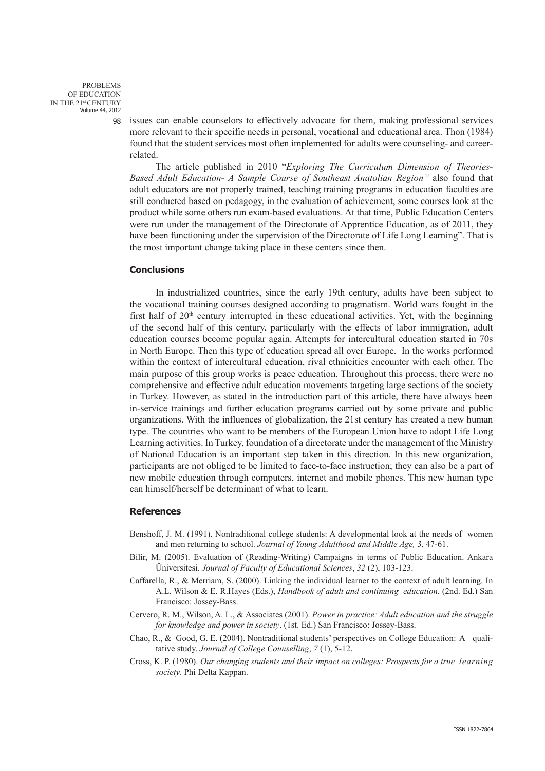issues can enable counselors to effectively advocate for them, making professional services more relevant to their specific needs in personal, vocational and educational area. Thon (1984) found that the student services most often implemented for adults were counseling- and career-related.

The article published in 2010 "*Exploring The Curriculum Dimension of Theories-Based Adult Education- A Sample Course of Southeast Anatolian Region"* also found that adult educators are not properly trained, teaching training programs in education faculties are still conducted based on pedagogy, in the evaluation of achievement, some courses look at the product while some others run exam-based evaluations. At that time, Public Education Centers were run under the management of the Directorate of Apprentice Education, as of 2011, they have been functioning under the supervision of the Directorate of Life Long Learning". That is the most important change taking place in these centers since then.

## Conclusions

In industrialized countries, since the early 19th century, adults have been subject to the vocational training courses designed according to pragmatism. World wars fought in the first half of 20th century interrupted in these educational activities. Yet, with the beginning of the second half of this century, particularly with the effects of labor immigration, adult education courses become popular again. Attempts for intercultural education started in 70s in North Europe. Then this type of education spread all over Europe. In the works performed within the context of intercultural education, rival ethnicities encounter with each other. The main purpose of this group works is peace education. Throughout this process, there were no comprehensive and effective adult education movements targeting large sections of the society in Turkey. However, as stated in the introduction part of this article, there have always been in-service trainings and further education programs carried out by some private and public organizations. With the influences of globalization, the 21st century has created a new human type. The countries who want to be members of the European Union have to adopt Life Long Learning activities. In Turkey, foundation of a directorate under the management of the Ministry of National Education is an important step taken in this direction. In this new organization, participants are not obliged to be limited to face-to-face instruction; they can also be a part of new mobile education through computers, internet and mobile phones. This new human type can himself/herself be determinant of what to learn.

## References

Benshoff, J. M. (1991). Nontraditional college students: A developmental look at the needs of women and men returning to school. *Journal of Young Adulthood and Middle Age, 3*, 47-61.

Bilir, M. (2005). Evaluation of (Reading-Writing) Campaigns in terms of Public Education. Ankara Üniversitesi. *Journal of Faculty of Educational Sciences*, *32* (2), 103-123.

Caffarella, R., & Merriam, S. (2000). Linking the individual learner to the context of adult learning. In A.L. Wilson & E. R.Hayes (Eds.), *Handbook of adult and continuing education*. (2nd. Ed.) San Francisco: Jossey-Bass.

Cervero, R. M., Wilson, A. L., & Associates (2001). *Power in practice: Adult education and the struggle for knowledge and power in society*. (1st. Ed.) San Francisco: Jossey-Bass.

Chao, R., & Good, G. E. (2004). Nontraditional students' perspectives on College Education: A qualitative study. *Journal of College Counselling*, *7* (1), 5-12.

Cross, K. P. (1980). *Our changing students and their impact on colleges: Prospects for a true learning society*. Phi Delta Kappan.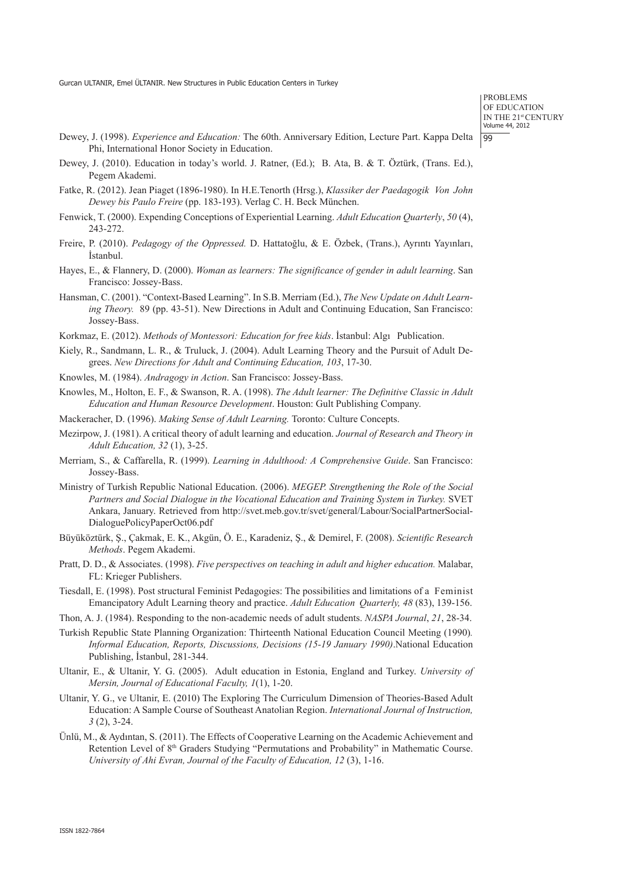Dewey, J. (1998). *Experience and Education:* The 60th. Anniversary Edition, Lecture Part. Kappa Delta Phi, International Honor Society in Education.

Dewey, J. (2010). Education in today's world. J. Ratner, (Ed.); B. Ata, B. & T. Öztürk, (Trans. Ed.), Pegem Akademi.

Fatke, R. (2012). Jean Piaget (1896-1980). In H.E.Tenorth (Hrsg.), *Klassiker der Paedagogik Von John Dewey bis Paulo Freire* (pp. 183-193). Verlag C. H. Beck München.

Fenwick, T. (2000). Expending Conceptions of Experiential Learning. *Adult Education Quarterly*, *50* (4), 243-272.

Freire, P. (2010). *Pedagogy of the Oppressed.* D. Hattatoğlu, & E. Özbek, (Trans.), Ayrıntı Yayınları, İstanbul.

Hayes, E., & Flannery, D. (2000). *Woman as learners: The significance of gender in adult learning*. San Francisco: Jossey-Bass.

Hansman, C. (2001). "Context-Based Learning". In S.B. Merriam (Ed.), *The New Update on Adult Learning Theory.* 89 (pp. 43-51). New Directions in Adult and Continuing Education, San Francisco: Jossey-Bass.

Korkmaz, E. (2012). *Methods of Montessori: Education for free kids*. İstanbul: Algı Publication.

Kiely, R., Sandmann, L. R., & Truluck, J. (2004). Adult Learning Theory and the Pursuit of Adult Degrees. *New Directions for Adult and Continuing Education, 103*, 17-30.

Knowles, M. (1984). *Andragogy in Action*. San Francisco: Jossey-Bass.

Knowles, M., Holton, E. F., & Swanson, R. A. (1998). *The Adult learner: The Definitive Classic in Adult Education and Human Resource Development*. Houston: Gult Publishing Company.

Mackeracher, D. (1996). *Making Sense of Adult Learning.* Toronto: Culture Concepts.

Mezirpow, J. (1981). A critical theory of adult learning and education. *Journal of Research and Theory in Adult Education, 32* (1), 3-25.

Merriam, S., & Caffarella, R. (1999). *Learning in Adulthood: A Comprehensive Guide*. San Francisco: Jossey-Bass.

Ministry of Turkish Republic National Education. (2006). *MEGEP. Strengthening the Role of the Social Partners and Social Dialogue in the Vocational Education and Training System in Turkey.* SVET Ankara, January. Retrieved from http://svet.meb.gov.tr/svet/general/Labour/SocialPartnerSocialDialoguePolicyPaperOct06.pdf

Büyüköztürk, Ş., Çakmak, E. K., Akgün, Ö. E., Karadeniz, Ş., & Demirel, F. (2008). *Scientific Research Methods*. Pegem Akademi.

Pratt, D. D., & Associates. (1998). *Five perspectives on teaching in adult and higher education.* Malabar, FL: Krieger Publishers.

Tiesdall, E. (1998). Post structural Feminist Pedagogies: The possibilities and limitations of a Feminist Emancipatory Adult Learning theory and practice. *Adult Education Quarterly, 48* (83), 139-156.

Thon, A. J. (1984). Responding to the non-academic needs of adult students. *NASPA Journal*, *21*, 28-34.

Turkish Republic State Planning Organization: Thirteenth National Education Council Meeting (1990)*. Informal Education, Reports, Discussions, Decisions (15-19 January 1990)*.National Education Publishing, İstanbul, 281-344.

Ultanir, E., & Ultanir, Y. G. (2005). Adult education in Estonia, England and Turkey. *University of Mersin, Journal of Educational Faculty, 1*(1), 1-20.

Ultanir, Y. G., ve Ultanir, E. (2010) The Exploring The Curriculum Dimension of Theories-Based Adult Education: A Sample Course of Southeast Anatolian Region. *International Journal of Instruction, 3* (2), 3-24.

Ünlü, M., & Aydıntan, S. (2011). The Effects of Cooperative Learning on the Academic Achievement and Retention Level of 8th Graders Studying "Permutations and Probability" in Mathematic Course. *University of Ahi Evran, Journal of the Faculty of Education, 12* (3), 1-16.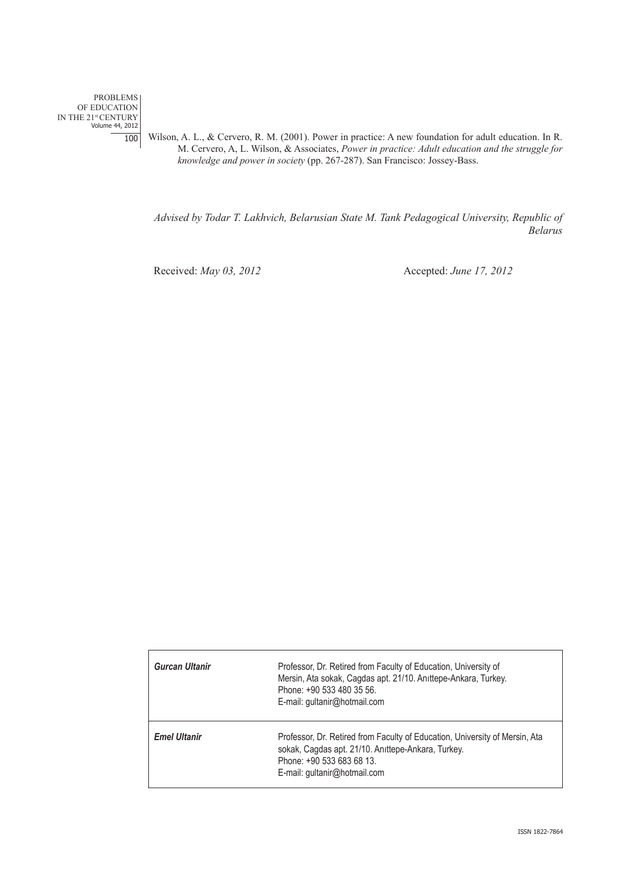Wilson, A. L., & Cervero, R. M. (2001). Power in practice: A new foundation for adult education. In R. M. Cervero, A, L. Wilson, & Associates, *Power in practice: Adult education and the struggle for knowledge and power in society* (pp. 267-287). San Francisco: Jossey-Bass.

*Advised by Todar T. Lakhvich, Belarusian State M. Tank Pedagogical University, Republic of Belarus*

Received: *May 03, 2012* Accepted: *June 17, 2012*

| | |
|---|---|
| ***Gurcan Ultanir*** | Professor, Dr. Retired from Faculty of Education, University of Mersin, Ata sokak, Cagdas apt. 21/10. Anıttepe-Ankara, Turkey. Phone: +90 533 480 35 56. E-mail: gultanir@hotmail.com |
| ***Emel Ultanir*** | Professor, Dr. Retired from Faculty of Education, University of Mersin, Ata sokak, Cagdas apt. 21/10. Anıttepe-Ankara, Turkey. Phone: +90 533 683 68 13. E-mail: gultanir@hotmail.com |